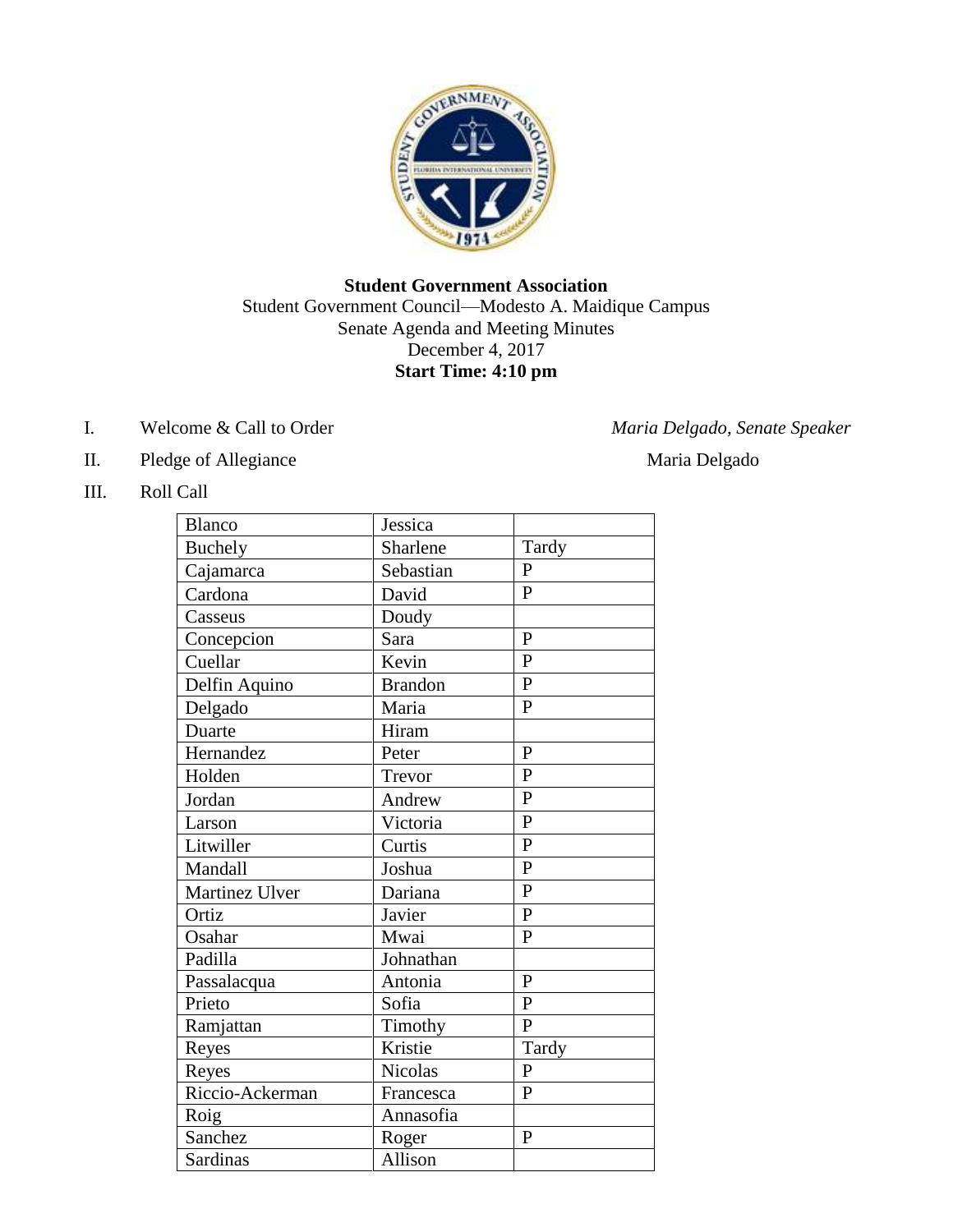**Student Government Association**

Student Government Council—Modesto A. Maidique Campus

Senate Agenda and Meeting Minutes

December 4, 2017

**Start Time: 4:10 pm**

I. Welcome & Call to Order — *Maria Delgado, Senate Speaker*

II. Pledge of Allegiance — Maria Delgado

III. Roll Call

| | | |
|---|---|---|
| Blanco | Jessica | |
| Buchely | Sharlene | Tardy |
| Cajamarca | Sebastian | P |
| Cardona | David | P |
| Casseus | Doudy | |
| Concepcion | Sara | P |
| Cuellar | Kevin | P |
| Delfin Aquino | Brandon | P |
| Delgado | Maria | P |
| Duarte | Hiram | |
| Hernandez | Peter | P |
| Holden | Trevor | P |
| Jordan | Andrew | P |
| Larson | Victoria | P |
| Litwiller | Curtis | P |
| Mandall | Joshua | P |
| Martinez Ulver | Dariana | P |
| Ortiz | Javier | P |
| Osahar | Mwai | P |
| Padilla | Johnathan | |
| Passalacqua | Antonia | P |
| Prieto | Sofia | P |
| Ramjattan | Timothy | P |
| Reyes | Kristie | Tardy |
| Reyes | Nicolas | P |
| Riccio-Ackerman | Francesca | P |
| Roig | Annasofia | |
| Sanchez | Roger | P |
| Sardinas | Allison | |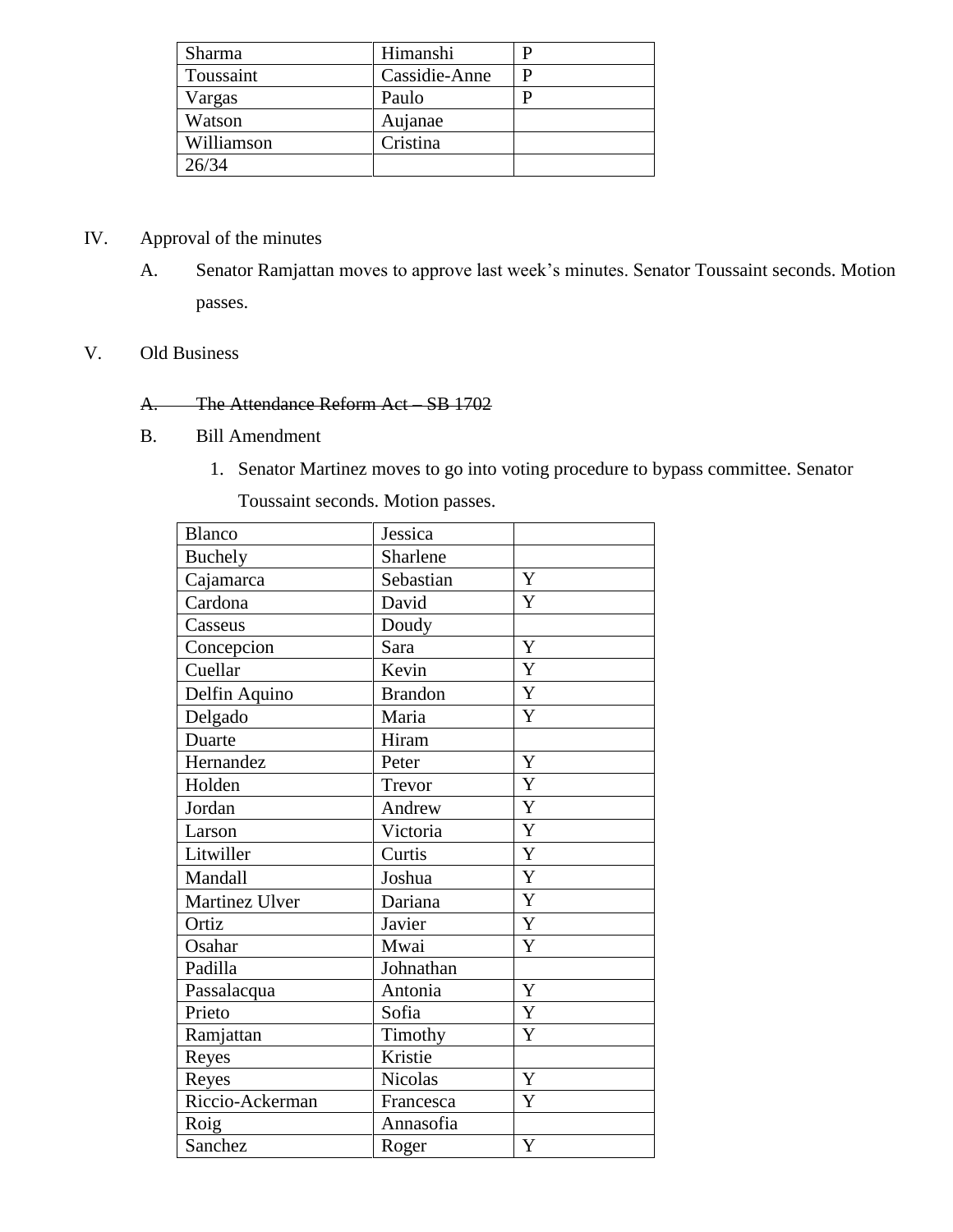| Sharma | Himanshi | P |
|---|---|---|
| Toussaint | Cassidie-Anne | P |
| Vargas | Paulo | P |
| Watson | Aujanae | |
| Williamson | Cristina | |
| 26/34 | | |

IV. Approval of the minutes

A. Senator Ramjattan moves to approve last week's minutes. Senator Toussaint seconds. Motion passes.

V. Old Business

~~A. The Attendance Reform Act – SB 1702~~

B. Bill Amendment

1. Senator Martinez moves to go into voting procedure to bypass committee. Senator Toussaint seconds. Motion passes.

| Blanco | Jessica | |
|---|---|---|
| Buchely | Sharlene | |
| Cajamarca | Sebastian | Y |
| Cardona | David | Y |
| Casseus | Doudy | |
| Concepcion | Sara | Y |
| Cuellar | Kevin | Y |
| Delfin Aquino | Brandon | Y |
| Delgado | Maria | Y |
| Duarte | Hiram | |
| Hernandez | Peter | Y |
| Holden | Trevor | Y |
| Jordan | Andrew | Y |
| Larson | Victoria | Y |
| Litwiller | Curtis | Y |
| Mandall | Joshua | Y |
| Martinez Ulver | Dariana | Y |
| Ortiz | Javier | Y |
| Osahar | Mwai | Y |
| Padilla | Johnathan | |
| Passalacqua | Antonia | Y |
| Prieto | Sofia | Y |
| Ramjattan | Timothy | Y |
| Reyes | Kristie | |
| Reyes | Nicolas | Y |
| Riccio-Ackerman | Francesca | Y |
| Roig | Annasofia | |
| Sanchez | Roger | Y |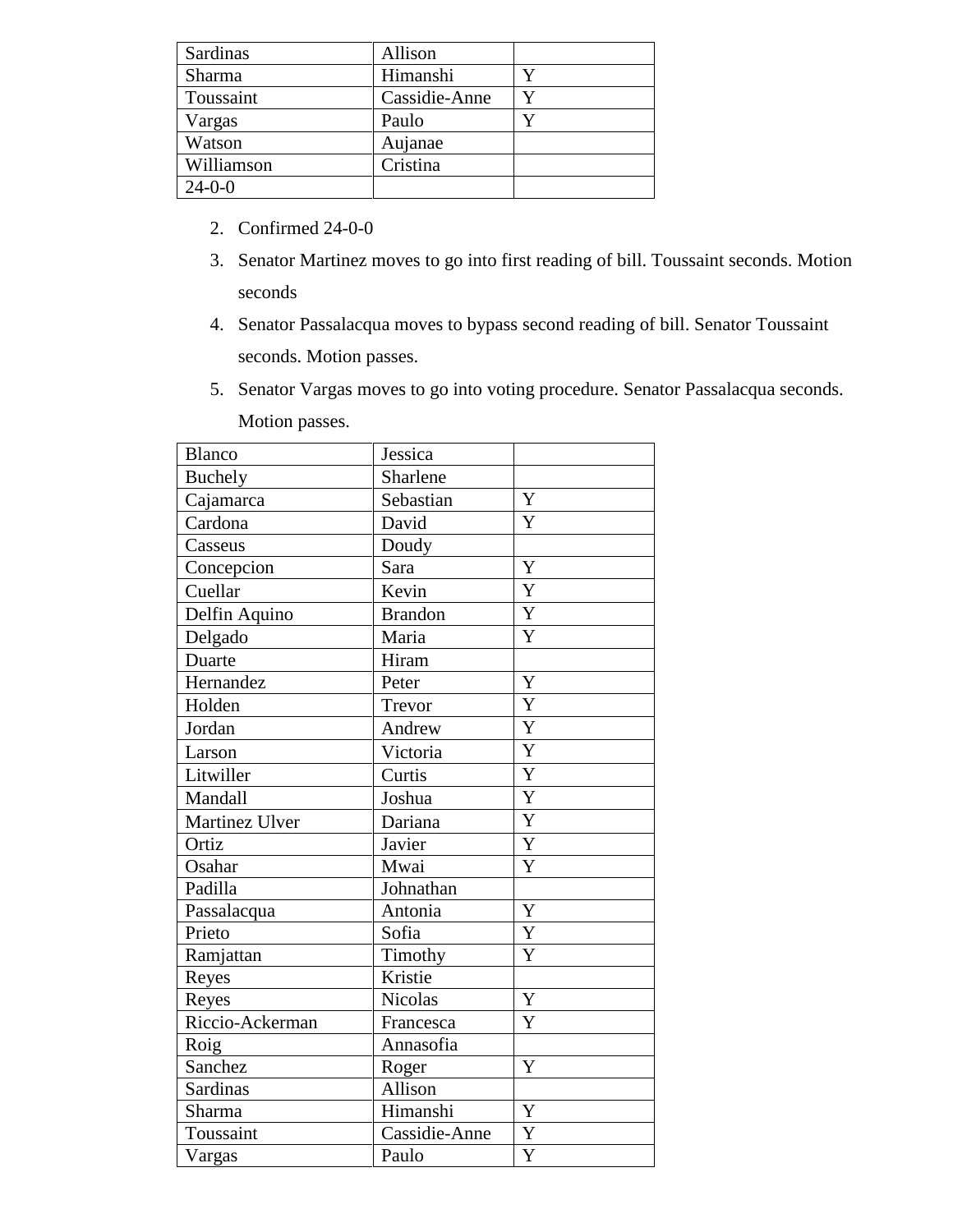| Sardinas | Allison | |
|---|---|---|
| Sharma | Himanshi | Y |
| Toussaint | Cassidie-Anne | Y |
| Vargas | Paulo | Y |
| Watson | Aujanae | |
| Williamson | Cristina | |
| 24-0-0 | | |

2. Confirmed 24-0-0
3. Senator Martinez moves to go into first reading of bill. Toussaint seconds. Motion seconds
4. Senator Passalacqua moves to bypass second reading of bill. Senator Toussaint seconds. Motion passes.
5. Senator Vargas moves to go into voting procedure. Senator Passalacqua seconds. Motion passes.

| Blanco | Jessica | |
|---|---|---|
| Buchely | Sharlene | |
| Cajamarca | Sebastian | Y |
| Cardona | David | Y |
| Casseus | Doudy | |
| Concepcion | Sara | Y |
| Cuellar | Kevin | Y |
| Delfin Aquino | Brandon | Y |
| Delgado | Maria | Y |
| Duarte | Hiram | |
| Hernandez | Peter | Y |
| Holden | Trevor | Y |
| Jordan | Andrew | Y |
| Larson | Victoria | Y |
| Litwiller | Curtis | Y |
| Mandall | Joshua | Y |
| Martinez Ulver | Dariana | Y |
| Ortiz | Javier | Y |
| Osahar | Mwai | Y |
| Padilla | Johnathan | |
| Passalacqua | Antonia | Y |
| Prieto | Sofia | Y |
| Ramjattan | Timothy | Y |
| Reyes | Kristie | |
| Reyes | Nicolas | Y |
| Riccio-Ackerman | Francesca | Y |
| Roig | Annasofia | |
| Sanchez | Roger | Y |
| Sardinas | Allison | |
| Sharma | Himanshi | Y |
| Toussaint | Cassidie-Anne | Y |
| Vargas | Paulo | Y |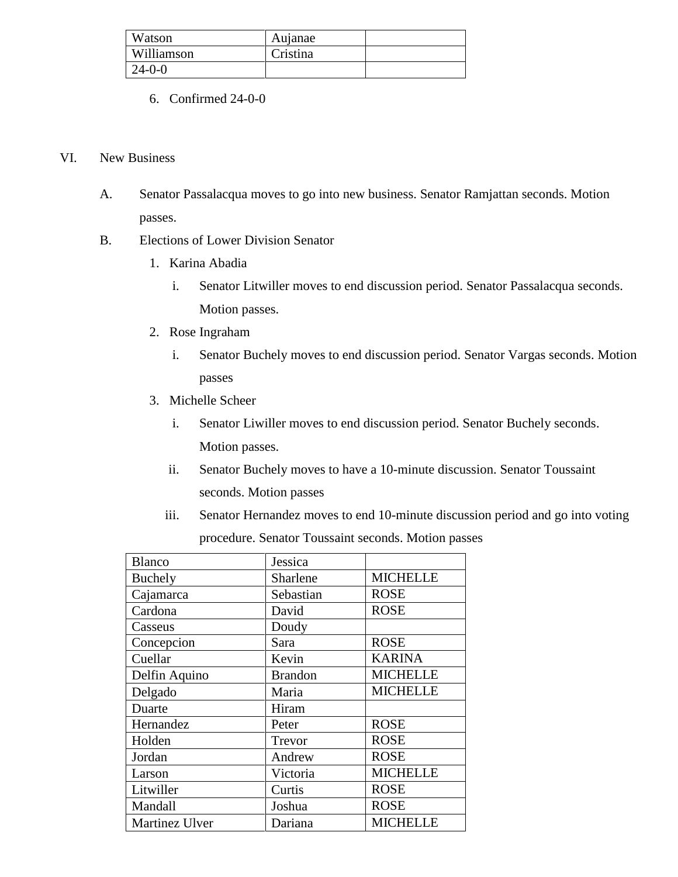| Watson | Aujanae | |
|---|---|---|
| Williamson | Cristina | |
| 24-0-0 | | |

6. Confirmed 24-0-0

VI. New Business

A. Senator Passalacqua moves to go into new business. Senator Ramjattan seconds. Motion passes.

B. Elections of Lower Division Senator

1. Karina Abadia
   i. Senator Litwiller moves to end discussion period. Senator Passalacqua seconds. Motion passes.
2. Rose Ingraham
   i. Senator Buchely moves to end discussion period. Senator Vargas seconds. Motion passes
3. Michelle Scheer
   i. Senator Liwiller moves to end discussion period. Senator Buchely seconds. Motion passes.
   ii. Senator Buchely moves to have a 10-minute discussion. Senator Toussaint seconds. Motion passes
   iii. Senator Hernandez moves to end 10-minute discussion period and go into voting procedure. Senator Toussaint seconds. Motion passes

| Blanco | Jessica | |
|---|---|---|
| Buchely | Sharlene | MICHELLE |
| Cajamarca | Sebastian | ROSE |
| Cardona | David | ROSE |
| Casseus | Doudy | |
| Concepcion | Sara | ROSE |
| Cuellar | Kevin | KARINA |
| Delfin Aquino | Brandon | MICHELLE |
| Delgado | Maria | MICHELLE |
| Duarte | Hiram | |
| Hernandez | Peter | ROSE |
| Holden | Trevor | ROSE |
| Jordan | Andrew | ROSE |
| Larson | Victoria | MICHELLE |
| Litwiller | Curtis | ROSE |
| Mandall | Joshua | ROSE |
| Martinez Ulver | Dariana | MICHELLE |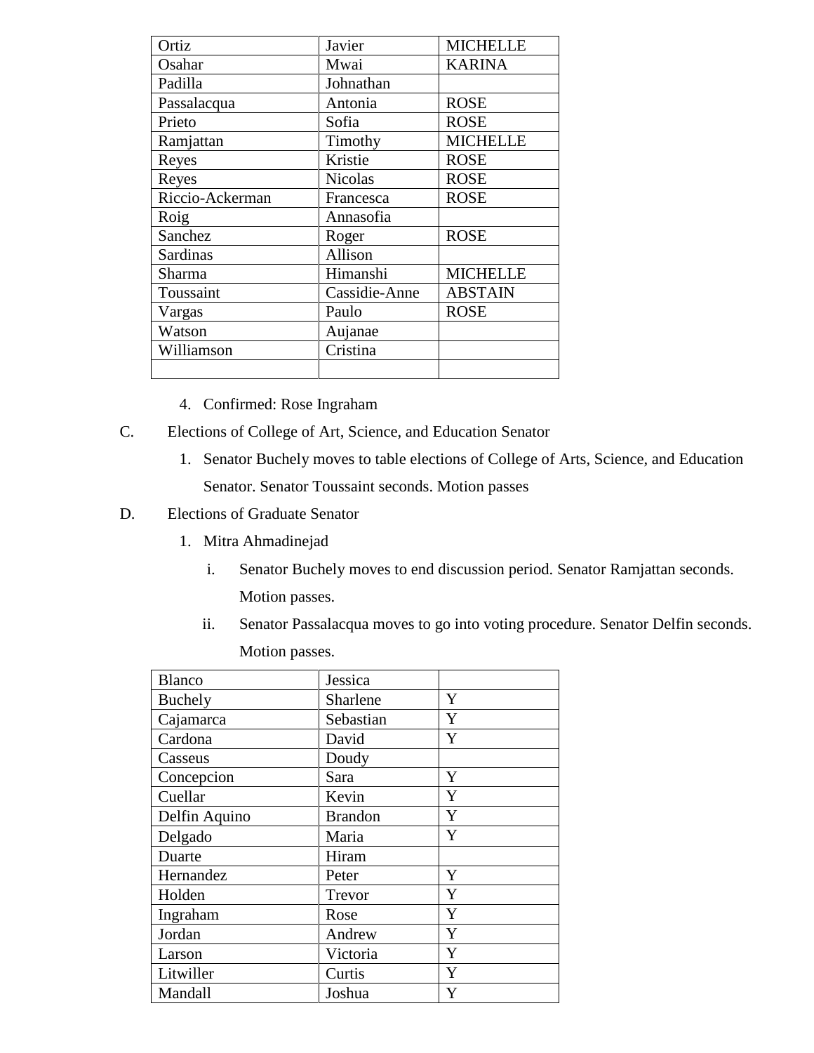| Ortiz | Javier | MICHELLE |
|---|---|---|
| Osahar | Mwai | KARINA |
| Padilla | Johnathan | |
| Passalacqua | Antonia | ROSE |
| Prieto | Sofia | ROSE |
| Ramjattan | Timothy | MICHELLE |
| Reyes | Kristie | ROSE |
| Reyes | Nicolas | ROSE |
| Riccio-Ackerman | Francesca | ROSE |
| Roig | Annasofia | |
| Sanchez | Roger | ROSE |
| Sardinas | Allison | |
| Sharma | Himanshi | MICHELLE |
| Toussaint | Cassidie-Anne | ABSTAIN |
| Vargas | Paulo | ROSE |
| Watson | Aujanae | |
| Williamson | Cristina | |
| | | |

4. Confirmed: Rose Ingraham

C. Elections of College of Art, Science, and Education Senator

1. Senator Buchely moves to table elections of College of Arts, Science, and Education Senator. Senator Toussaint seconds. Motion passes

D. Elections of Graduate Senator

1. Mitra Ahmadinejad

   i. Senator Buchely moves to end discussion period. Senator Ramjattan seconds. Motion passes.

   ii. Senator Passalacqua moves to go into voting procedure. Senator Delfin seconds. Motion passes.

| Blanco | Jessica | |
|---|---|---|
| Buchely | Sharlene | Y |
| Cajamarca | Sebastian | Y |
| Cardona | David | Y |
| Casseus | Doudy | |
| Concepcion | Sara | Y |
| Cuellar | Kevin | Y |
| Delfin Aquino | Brandon | Y |
| Delgado | Maria | Y |
| Duarte | Hiram | |
| Hernandez | Peter | Y |
| Holden | Trevor | Y |
| Ingraham | Rose | Y |
| Jordan | Andrew | Y |
| Larson | Victoria | Y |
| Litwiller | Curtis | Y |
| Mandall | Joshua | Y |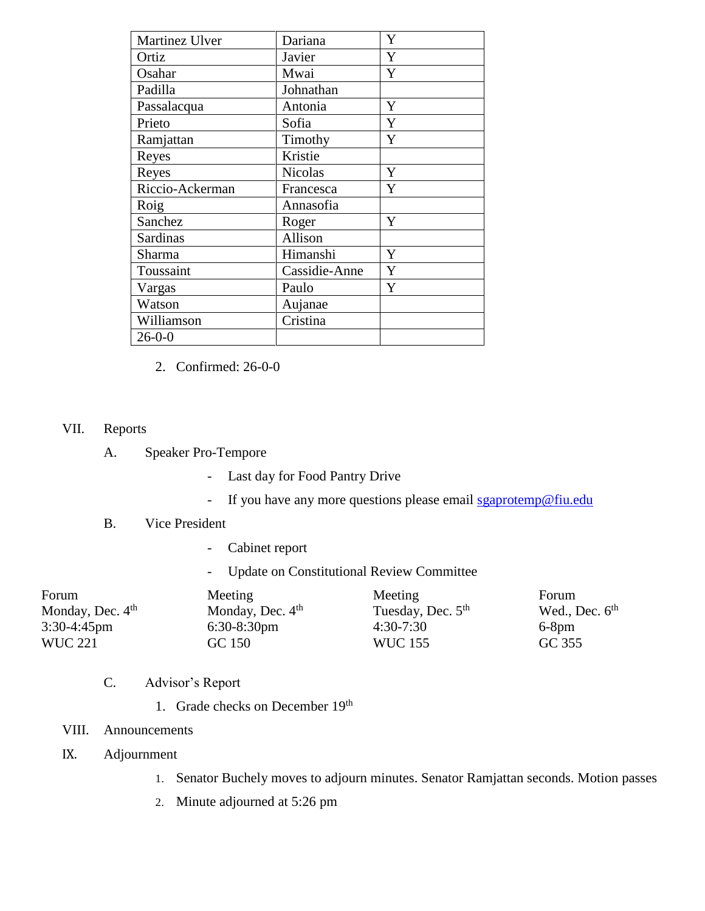| | | |
|---|---|---|
| Martinez Ulver | Dariana | Y |
| Ortiz | Javier | Y |
| Osahar | Mwai | Y |
| Padilla | Johnathan | |
| Passalacqua | Antonia | Y |
| Prieto | Sofia | Y |
| Ramjattan | Timothy | Y |
| Reyes | Kristie | |
| Reyes | Nicolas | Y |
| Riccio-Ackerman | Francesca | Y |
| Roig | Annasofia | |
| Sanchez | Roger | Y |
| Sardinas | Allison | |
| Sharma | Himanshi | Y |
| Toussaint | Cassidie-Anne | Y |
| Vargas | Paulo | Y |
| Watson | Aujanae | |
| Williamson | Cristina | |
| 26-0-0 | | |

2. Confirmed: 26-0-0

VII. Reports

A. Speaker Pro-Tempore

- Last day for Food Pantry Drive
- If you have any more questions please email sgaprotemp@fiu.edu

B. Vice President

- Cabinet report
- Update on Constitutional Review Committee

| | | | |
|---|---|---|---|
| Forum | Meeting | Meeting | Forum |
| Monday, Dec. 4th | Monday, Dec. 4th | Tuesday, Dec. 5th | Wed., Dec. 6th |
| 3:30-4:45pm | 6:30-8:30pm | 4:30-7:30 | 6-8pm |
| WUC 221 | GC 150 | WUC 155 | GC 355 |

C. Advisor's Report

1. Grade checks on December 19th

VIII. Announcements

IX. Adjournment

1. Senator Buchely moves to adjourn minutes. Senator Ramjattan seconds. Motion passes
2. Minute adjourned at 5:26 pm